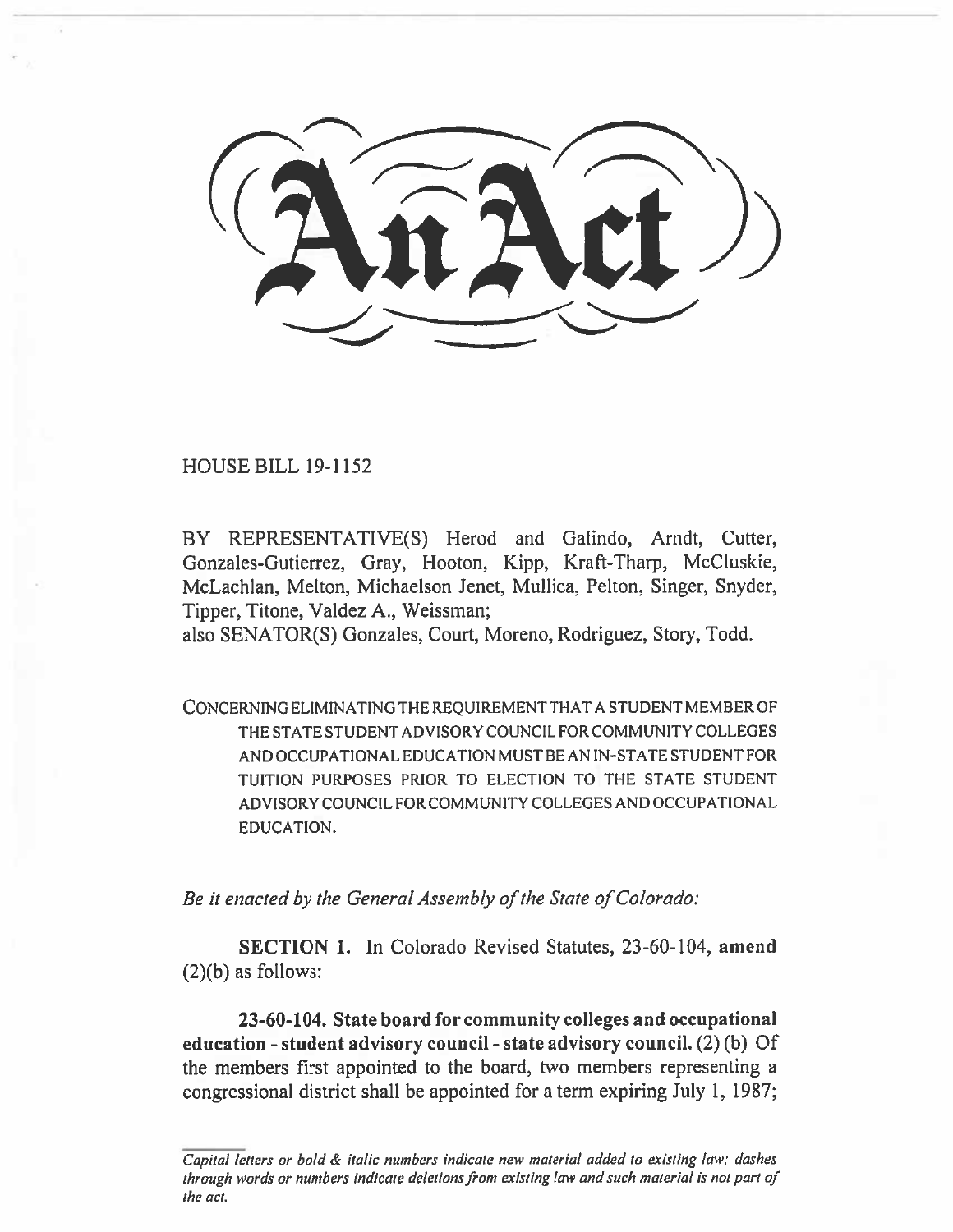# An Act

HOUSE BILL 19-1152

BY REPRESENTATIVE(S) Herod and Galindo, Arndt, Cutter, Gonzales-Gutierrez, Gray, Hooton, Kipp, Kraft-Tharp, McCluskie, McLachlan, Melton, Michaelson Jenet, Mullica, Pelton, Singer, Snyder, Tipper, Titone, Valdez A., Weissman;
also SENATOR(S) Gonzales, Court, Moreno, Rodriguez, Story, Todd.

CONCERNING ELIMINATING THE REQUIREMENT THAT A STUDENT MEMBER OF THE STATE STUDENT ADVISORY COUNCIL FOR COMMUNITY COLLEGES AND OCCUPATIONAL EDUCATION MUST BE AN IN-STATE STUDENT FOR TUITION PURPOSES PRIOR TO ELECTION TO THE STATE STUDENT ADVISORY COUNCIL FOR COMMUNITY COLLEGES AND OCCUPATIONAL EDUCATION.

*Be it enacted by the General Assembly of the State of Colorado:*

**SECTION 1.** In Colorado Revised Statutes, 23-60-104, **amend** (2)(b) as follows:

**23-60-104. State board for community colleges and occupational education - student advisory council - state advisory council.** (2) (b) Of the members first appointed to the board, two members representing a congressional district shall be appointed for a term expiring July 1, 1987;

*Capital letters or bold & italic numbers indicate new material added to existing law; dashes through words or numbers indicate deletions from existing law and such material is not part of the act.*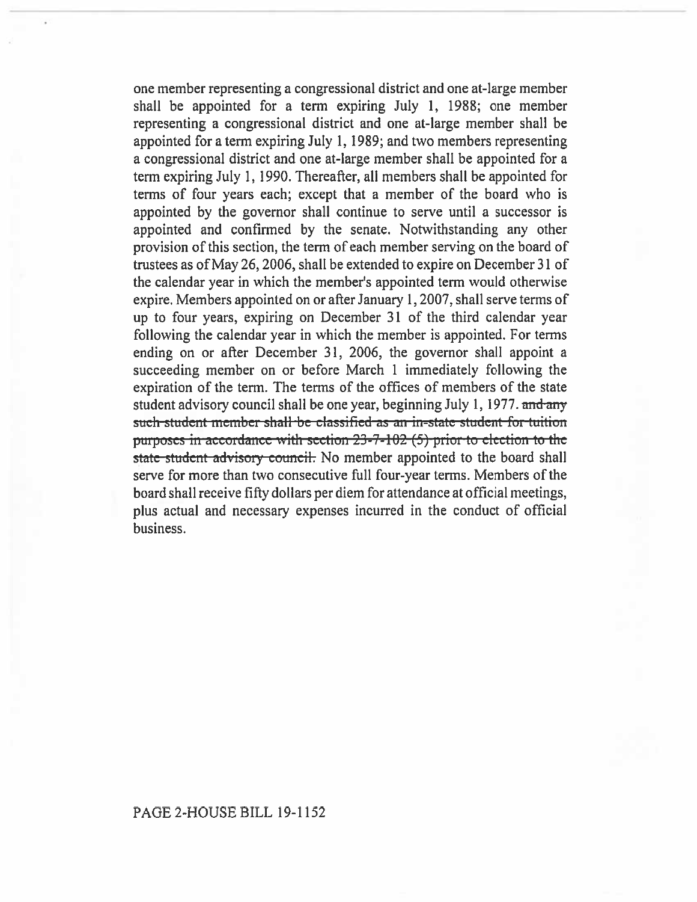one member representing a congressional district and one at-large member shall be appointed for a term expiring July 1, 1988; one member representing a congressional district and one at-large member shall be appointed for a term expiring July 1, 1989; and two members representing a congressional district and one at-large member shall be appointed for a term expiring July 1, 1990. Thereafter, all members shall be appointed for terms of four years each; except that a member of the board who is appointed by the governor shall continue to serve until a successor is appointed and confirmed by the senate. Notwithstanding any other provision of this section, the term of each member serving on the board of trustees as of May 26, 2006, shall be extended to expire on December 31 of the calendar year in which the member's appointed term would otherwise expire. Members appointed on or after January 1, 2007, shall serve terms of up to four years, expiring on December 31 of the third calendar year following the calendar year in which the member is appointed. For terms ending on or after December 31, 2006, the governor shall appoint a succeeding member on or before March 1 immediately following the expiration of the term. The terms of the offices of members of the state student advisory council shall be one year, beginning July 1, 1977. ~~and any such student member shall be classified as an in-state student for tuition purposes in accordance with section 23-7-102 (5) prior to election to the state student advisory council.~~ No member appointed to the board shall serve for more than two consecutive full four-year terms. Members of the board shall receive fifty dollars per diem for attendance at official meetings, plus actual and necessary expenses incurred in the conduct of official business.

PAGE 2-HOUSE BILL 19-1152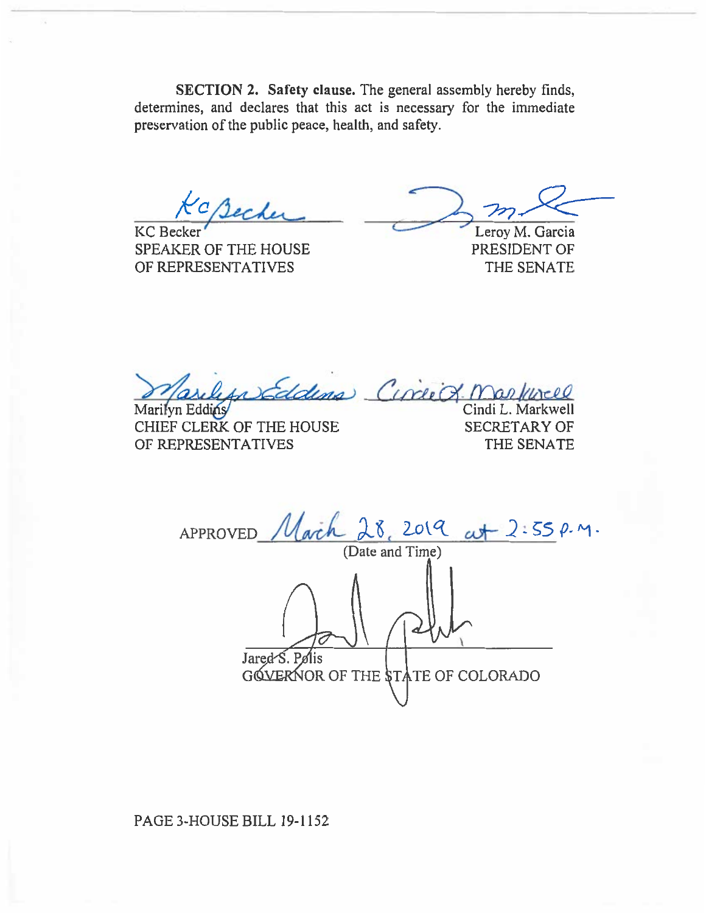**SECTION 2. Safety clause.** The general assembly hereby finds, determines, and declares that this act is necessary for the immediate preservation of the public peace, health, and safety.

KC Becker
SPEAKER OF THE HOUSE
OF REPRESENTATIVES

Leroy M. Garcia
PRESIDENT OF
THE SENATE

Marilyn Eddins
CHIEF CLERK OF THE HOUSE
OF REPRESENTATIVES

Cindi L. Markwell
SECRETARY OF
THE SENATE

APPROVED March 28, 2019 at 2:55 p.m.
(Date and Time)

Jared S. Polis
GOVERNOR OF THE STATE OF COLORADO

PAGE 3-HOUSE BILL 19-1152